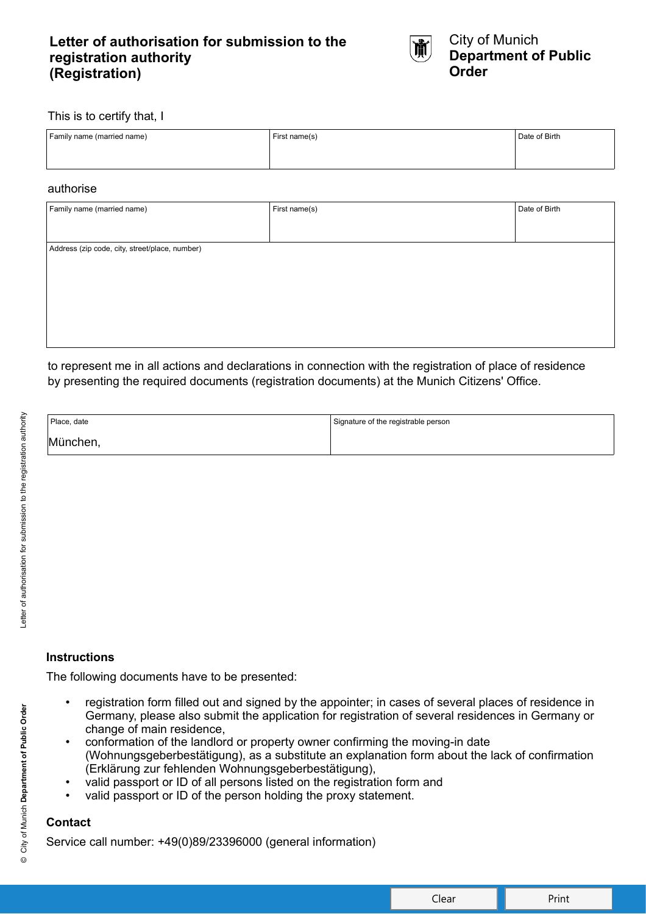# Letter of authorisation for submission to the registration authority (Registration)

City of Munich
**Department of Public Order**

This is to certify that, I

| Family name (married name) | First name(s) | Date of Birth |
|---|---|---|
| | | |

authorise

| Family name (married name) | First name(s) | Date of Birth |
|---|---|---|
| | | |
| Address (zip code, city, street/place, number) | | |
| | | |

to represent me in all actions and declarations in connection with the registration of place of residence by presenting the required documents (registration documents) at the Munich Citizens' Office.

| Place, date | Signature of the registrable person |
|---|---|
| München, | |

### Instructions

The following documents have to be presented:

- registration form filled out and signed by the appointer; in cases of several places of residence in Germany, please also submit the application for registration of several residences in Germany or change of main residence,
- conformation of the landlord or property owner confirming the moving-in date (Wohnungsgeberbestätigung), as a substitute an explanation form about the lack of confirmation (Erklärung zur fehlenden Wohnungsgeberbestätigung),
- valid passport or ID of all persons listed on the registration form and
- valid passport or ID of the person holding the proxy statement.

### Contact

Service call number: +49(0)89/23396000 (general information)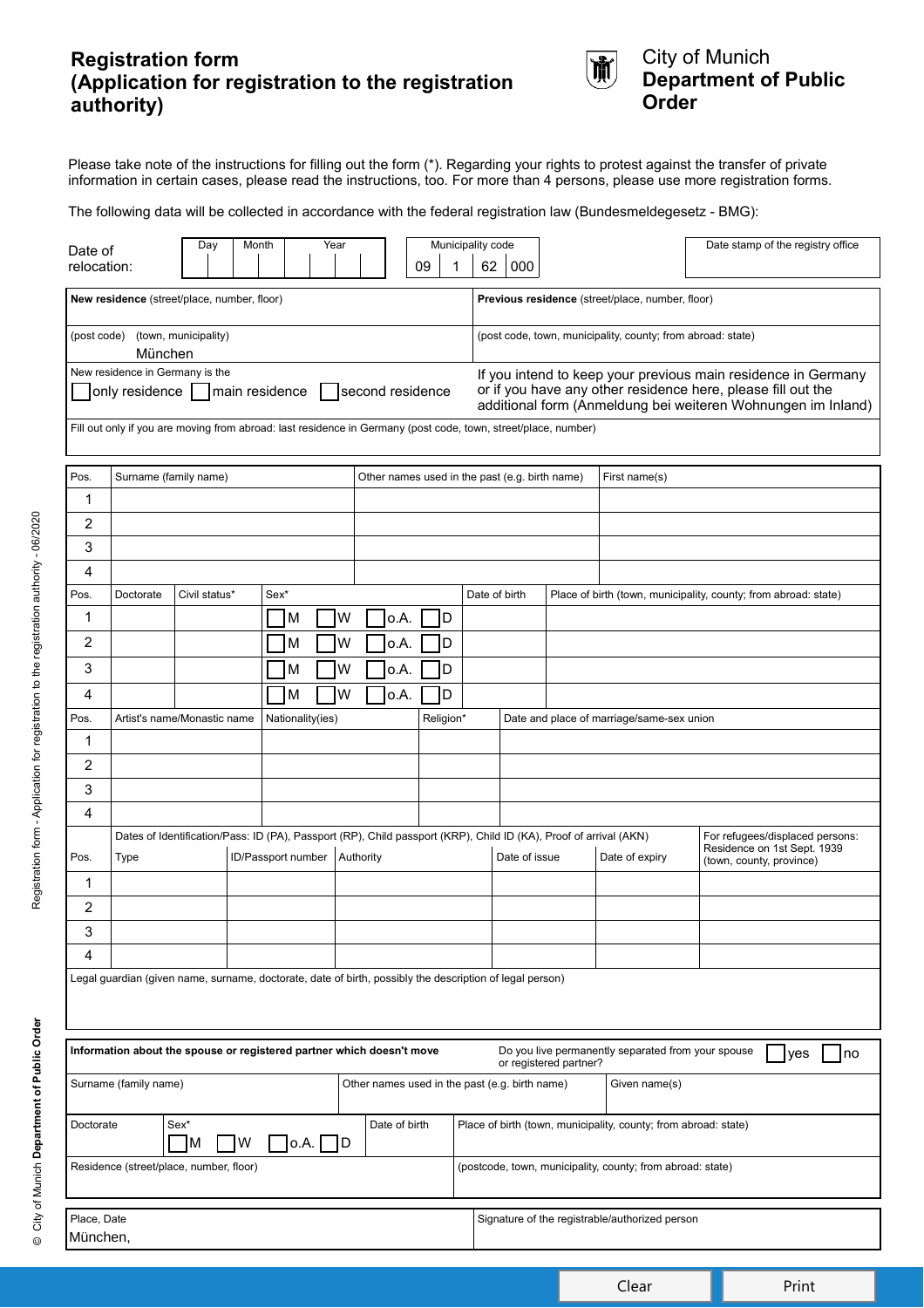# Registration form (Application for registration to the registration authority)

City of Munich
**Department of Public Order**

Please take note of the instructions for filling out the form (*). Regarding your rights to protest against the transfer of private information in certain cases, please read the instructions, too. For more than 4 persons, please use more registration forms.

The following data will be collected in accordance with the federal registration law (Bundesmeldegesetz - BMG):

| Date of relocation: | Day | Month | Year | Municipality code | Date stamp of the registry office |
|---|---|---|---|---|---|
| | | | | 09 1 62 000 | |

| **New residence** (street/place, number, floor) | **Previous residence** (street/place, number, floor) |
|---|---|
| (post code) (town, municipality) München | (post code, town, municipality, county; from abroad: state) |
| New residence in Germany is the ☐ only residence ☐ main residence ☐ second residence | If you intend to keep your previous main residence in Germany or if you have any other residence here, please fill out the additional form (Anmeldung bei weiteren Wohnungen im Inland) |

Fill out only if you are moving from abroad: last residence in Germany (post code, town, street/place, number)

| Pos. | Surname (family name) | Other names used in the past (e.g. birth name) | First name(s) |
|---|---|---|---|
| 1 | | | |
| 2 | | | |
| 3 | | | |
| 4 | | | |

| Pos. | Doctorate | Civil status* | Sex* | Date of birth | Place of birth (town, municipality, county; from abroad: state) |
|---|---|---|---|---|---|
| 1 | | | ☐ M ☐ W ☐ o.A. ☐ D | | |
| 2 | | | ☐ M ☐ W ☐ o.A. ☐ D | | |
| 3 | | | ☐ M ☐ W ☐ o.A. ☐ D | | |
| 4 | | | ☐ M ☐ W ☐ o.A. ☐ D | | |

| Pos. | Artist's name/Monastic name | Nationality(ies) | Religion* | Date and place of marriage/same-sex union |
|---|---|---|---|---|
| 1 | | | | |
| 2 | | | | |
| 3 | | | | |
| 4 | | | | |

| | Dates of Identification/Pass: ID (PA), Passport (RP), Child passport (KRP), Child ID (KA), Proof of arrival (AKN) | | | | | For refugees/displaced persons: |
|---|---|---|---|---|---|---|
| Pos. | Type | ID/Passport number | Authority | Date of issue | Date of expiry | Residence on 1st Sept. 1939 (town, county, province) |
| 1 | | | | | | |
| 2 | | | | | | |
| 3 | | | | | | |
| 4 | | | | | | |

Legal guardian (given name, surname, doctorate, date of birth, possibly the description of legal person)

**Information about the spouse or registered partner which doesn't move** — Do you live permanently separated from your spouse or registered partner? ☐ yes ☐ no

| Surname (family name) | Other names used in the past (e.g. birth name) | Given name(s) |
|---|---|---|
| | | |

| Doctorate | Sex* | Date of birth | Place of birth (town, municipality, county; from abroad: state) |
|---|---|---|---|
| | ☐ M ☐ W ☐ o.A. ☐ D | | |

| Residence (street/place, number, floor) | (postcode, town, municipality, county; from abroad: state) |
|---|---|
| | |

| Place, Date | Signature of the registrable/authorized person |
|---|---|
| München, | |

Clear | Print

© City of Munich **Department of Public Order** Registration form - Application for registration to the registration authority - 06/2020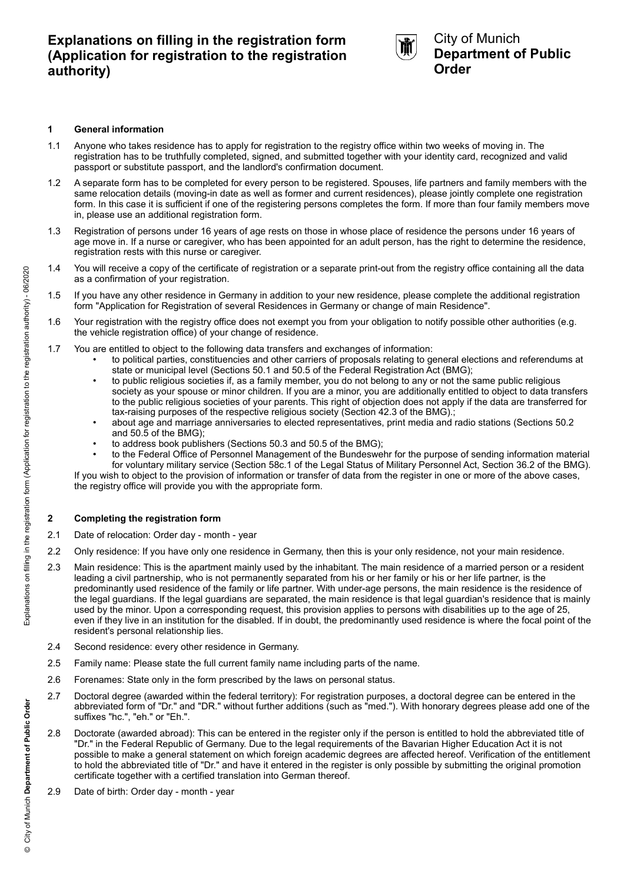# Explanations on filling in the registration form (Application for registration to the registration authority)

City of Munich
**Department of Public Order**

## 1 General information

1.1 Anyone who takes residence has to apply for registration to the registry office within two weeks of moving in. The registration has to be truthfully completed, signed, and submitted together with your identity card, recognized and valid passport or substitute passport, and the landlord's confirmation document.

1.2 A separate form has to be completed for every person to be registered. Spouses, life partners and family members with the same relocation details (moving-in date as well as former and current residences), please jointly complete one registration form. In this case it is sufficient if one of the registering persons completes the form. If more than four family members move in, please use an additional registration form.

1.3 Registration of persons under 16 years of age rests on those in whose place of residence the persons under 16 years of age move in. If a nurse or caregiver, who has been appointed for an adult person, has the right to determine the residence, registration rests with this nurse or caregiver.

1.4 You will receive a copy of the certificate of registration or a separate print-out from the registry office containing all the data as a confirmation of your registration.

1.5 If you have any other residence in Germany in addition to your new residence, please complete the additional registration form "Application for Registration of several Residences in Germany or change of main Residence".

1.6 Your registration with the registry office does not exempt you from your obligation to notify possible other authorities (e.g. the vehicle registration office) of your change of residence.

1.7 You are entitled to object to the following data transfers and exchanges of information:

- to political parties, constituencies and other carriers of proposals relating to general elections and referendums at state or municipal level (Sections 50.1 and 50.5 of the Federal Registration Act (BMG);
- to public religious societies if, as a family member, you do not belong to any or not the same public religious society as your spouse or minor children. If you are a minor, you are additionally entitled to object to data transfers to the public religious societies of your parents. This right of objection does not apply if the data are transferred for tax-raising purposes of the respective religious society (Section 42.3 of the BMG).;
- about age and marriage anniversaries to elected representatives, print media and radio stations (Sections 50.2 and 50.5 of the BMG);
- to address book publishers (Sections 50.3 and 50.5 of the BMG);
- to the Federal Office of Personnel Management of the Bundeswehr for the purpose of sending information material for voluntary military service (Section 58c.1 of the Legal Status of Military Personnel Act, Section 36.2 of the BMG).

If you wish to object to the provision of information or transfer of data from the register in one or more of the above cases, the registry office will provide you with the appropriate form.

## 2 Completing the registration form

2.1 Date of relocation: Order day - month - year

2.2 Only residence: If you have only one residence in Germany, then this is your only residence, not your main residence.

2.3 Main residence: This is the apartment mainly used by the inhabitant. The main residence of a married person or a resident leading a civil partnership, who is not permanently separated from his or her family or his or her life partner, is the predominantly used residence of the family or life partner. With under-age persons, the main residence is the residence of the legal guardians. If the legal guardians are separated, the main residence is that legal guardian's residence that is mainly used by the minor. Upon a corresponding request, this provision applies to persons with disabilities up to the age of 25, even if they live in an institution for the disabled. If in doubt, the predominantly used residence is where the focal point of the resident's personal relationship lies.

2.4 Second residence: every other residence in Germany.

2.5 Family name: Please state the full current family name including parts of the name.

2.6 Forenames: State only in the form prescribed by the laws on personal status.

2.7 Doctoral degree (awarded within the federal territory): For registration purposes, a doctoral degree can be entered in the abbreviated form of "Dr." and "DR." without further additions (such as "med."). With honorary degrees please add one of the suffixes "hc.", "eh." or "Eh.".

2.8 Doctorate (awarded abroad): This can be entered in the register only if the person is entitled to hold the abbreviated title of "Dr." in the Federal Republic of Germany. Due to the legal requirements of the Bavarian Higher Education Act it is not possible to make a general statement on which foreign academic degrees are affected hereof. Verification of the entitlement to hold the abbreviated title of "Dr." and have it entered in the register is only possible by submitting the original promotion certificate together with a certified translation into German thereof.

2.9 Date of birth: Order day - month - year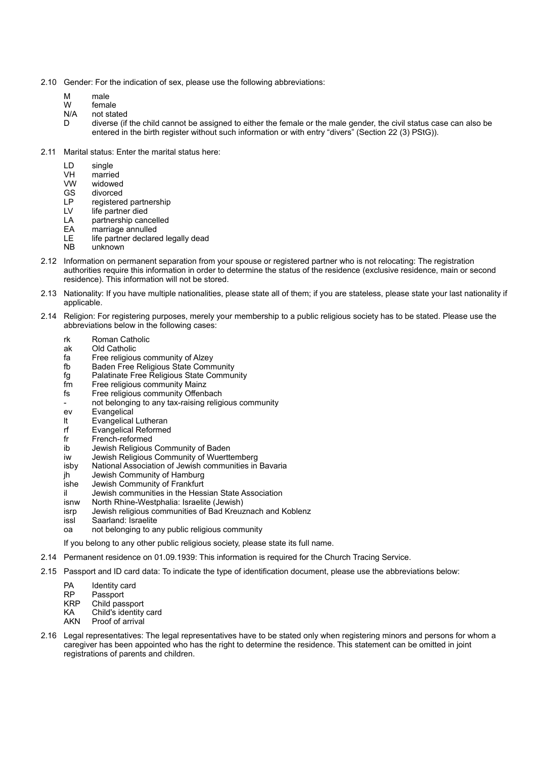2.10 Gender: For the indication of sex, please use the following abbreviations:

- M male
- W female
- N/A not stated
- D diverse (if the child cannot be assigned to either the female or the male gender, the civil status case can also be entered in the birth register without such information or with entry "divers" (Section 22 (3) PStG)).

2.11 Marital status: Enter the marital status here:

- LD single
- VH married
- VW widowed
- GS divorced
- LP registered partnership
- LV life partner died
- LA partnership cancelled
- EA marriage annulled
- LE life partner declared legally dead
- NB unknown

2.12 Information on permanent separation from your spouse or registered partner who is not relocating: The registration authorities require this information in order to determine the status of the residence (exclusive residence, main or second residence). This information will not be stored.

2.13 Nationality: If you have multiple nationalities, please state all of them; if you are stateless, please state your last nationality if applicable.

2.14 Religion: For registering purposes, merely your membership to a public religious society has to be stated. Please use the abbreviations below in the following cases:

- rk Roman Catholic
- ak Old Catholic
- fa Free religious community of Alzey
- fb Baden Free Religious State Community
- fg Palatinate Free Religious State Community
- fm Free religious community Mainz
- fs Free religious community Offenbach
- \- not belonging to any tax-raising religious community
- ev Evangelical
- lt Evangelical Lutheran
- rf Evangelical Reformed
- fr French-reformed
- ib Jewish Religious Community of Baden
- iw Jewish Religious Community of Wuerttemberg
- isby National Association of Jewish communities in Bavaria
- jh Jewish Community of Hamburg
- ishe Jewish Community of Frankfurt
- il Jewish communities in the Hessian State Association
- isnw North Rhine-Westphalia: Israelite (Jewish)
- isrp Jewish religious communities of Bad Kreuznach and Koblenz
- issl Saarland: Israelite
- oa not belonging to any public religious community

If you belong to any other public religious society, please state its full name.

2.14 Permanent residence on 01.09.1939: This information is required for the Church Tracing Service.

2.15 Passport and ID card data: To indicate the type of identification document, please use the abbreviations below:

- PA Identity card
- RP Passport
- KRP Child passport
- KA Child's identity card
- AKN Proof of arrival

2.16 Legal representatives: The legal representatives have to be stated only when registering minors and persons for whom a caregiver has been appointed who has the right to determine the residence. This statement can be omitted in joint registrations of parents and children.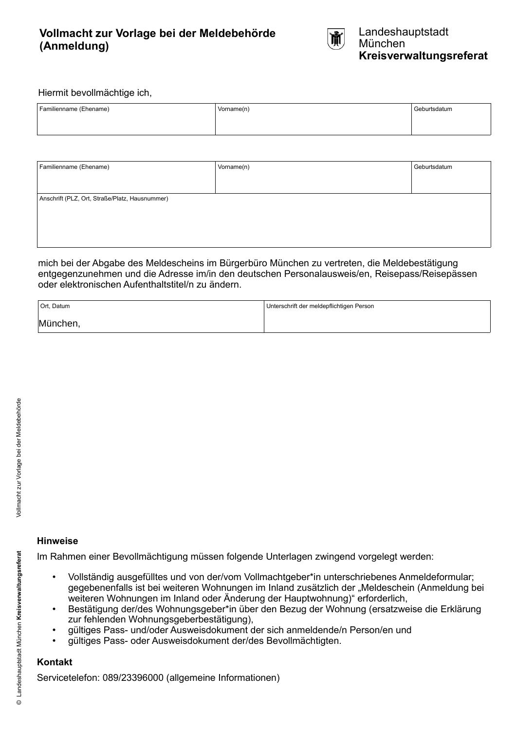# Vollmacht zur Vorlage bei der Meldebehörde (Anmeldung)

Landeshauptstadt München
**Kreisverwaltungsreferat**

Hiermit bevollmächtige ich,

| Familienname (Ehename) | Vorname(n) | Geburtsdatum |
|---|---|---|
| | | |

| Familienname (Ehename) | Vorname(n) | Geburtsdatum |
|---|---|---|
| | | |
| Anschrift (PLZ, Ort, Straße/Platz, Hausnummer) | | |
| | | |

mich bei der Abgabe des Meldescheins im Bürgerbüro München zu vertreten, die Meldebestätigung entgegenzunehmen und die Adresse im/in den deutschen Personalausweis/en, Reisepass/Reisepässen oder elektronischen Aufenthaltstitel/n zu ändern.

| Ort, Datum | Unterschrift der meldepflichtigen Person |
|---|---|
| München, | |

### Hinweise

Im Rahmen einer Bevollmächtigung müssen folgende Unterlagen zwingend vorgelegt werden:

- Vollständig ausgefülltes und von der/vom Vollmachtgeber*in unterschriebenes Anmeldeformular; gegebenenfalls ist bei weiteren Wohnungen im Inland zusätzlich der „Meldeschein (Anmeldung bei weiteren Wohnungen im Inland oder Änderung der Hauptwohnung)“ erforderlich,
- Bestätigung der/des Wohnungsgeber*in über den Bezug der Wohnung (ersatzweise die Erklärung zur fehlenden Wohnungsgeberbestätigung),
- gültiges Pass- und/oder Ausweisdokument der sich anmeldende/n Person/en und
- gültiges Pass- oder Ausweisdokument der/des Bevollmächtigten.

### Kontakt

Servicetelefon: 089/23396000 (allgemeine Informationen)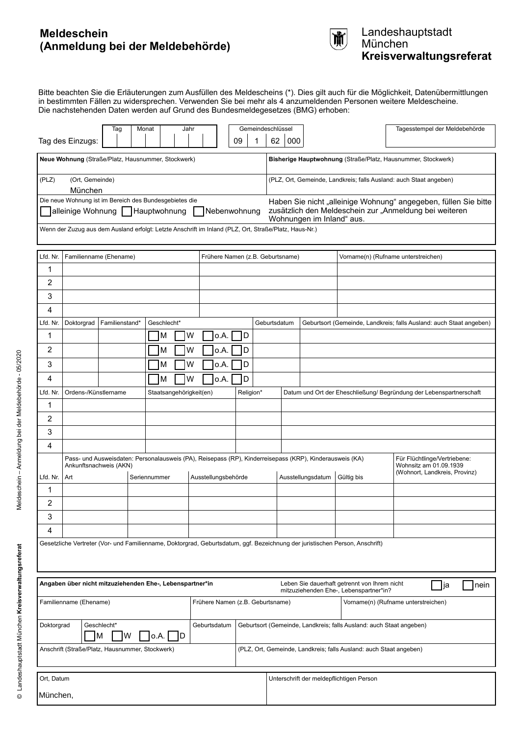# Meldeschein
# (Anmeldung bei der Meldebehörde)

Landeshauptstadt München
**Kreisverwaltungsreferat**

Bitte beachten Sie die Erläuterungen zum Ausfüllen des Meldescheins (*). Dies gilt auch für die Möglichkeit, Datenübermittlungen in bestimmten Fällen zu widersprechen. Verwenden Sie bei mehr als 4 anzumeldenden Personen weitere Meldescheine.
Die nachstehenden Daten werden auf Grund des Bundesmeldegesetzes (BMG) erhoben:

| Tag des Einzugs: | Tag | Monat | Jahr | Gemeindeschlüssel | Tagesstempel der Meldebehörde |
|---|---|---|---|---|---|
| | | | | 09 1 62 000 | |

| **Neue Wohnung** (Straße/Platz, Hausnummer, Stockwerk) | **Bisherige Hauptwohnung** (Straße/Platz, Hausnummer, Stockwerk) |
|---|---|
| (PLZ) (Ort, Gemeinde) München | (PLZ, Ort, Gemeinde, Landkreis; falls Ausland: auch Staat angeben) |
| Die neue Wohnung ist im Bereich des Bundesgebietes die ☐ alleinige Wohnung ☐ Hauptwohnung ☐ Nebenwohnung | Haben Sie nicht „alleinige Wohnung“ angegeben, füllen Sie bitte zusätzlich den Meldeschein zur „Anmeldung bei weiteren Wohnungen im Inland“ aus. |
| Wenn der Zuzug aus dem Ausland erfolgt: Letzte Anschrift im Inland (PLZ, Ort, Straße/Platz, Haus-Nr.) | |

| Lfd. Nr. | Familienname (Ehename) | Frühere Namen (z.B. Geburtsname) | Vorname(n) (Rufname unterstreichen) |
|---|---|---|---|
| 1 | | | |
| 2 | | | |
| 3 | | | |
| 4 | | | |

| Lfd. Nr. | Doktorgrad | Familienstand* | Geschlecht* | Geburtsdatum | Geburtsort (Gemeinde, Landkreis; falls Ausland: auch Staat angeben) |
|---|---|---|---|---|---|
| 1 | | | ☐ M ☐ W ☐ o.A. ☐ D | | |
| 2 | | | ☐ M ☐ W ☐ o.A. ☐ D | | |
| 3 | | | ☐ M ☐ W ☐ o.A. ☐ D | | |
| 4 | | | ☐ M ☐ W ☐ o.A. ☐ D | | |

| Lfd. Nr. | Ordens-/Künstlername | Staatsangehörigkeit(en) | Religion* | Datum und Ort der Eheschließung/ Begründung der Lebenspartnerschaft |
|---|---|---|---|---|
| 1 | | | | |
| 2 | | | | |
| 3 | | | | |
| 4 | | | | |

| | Pass- und Ausweisdaten: Personalausweis (PA), Reisepass (RP), Kinderreisepass (KRP), Kinderausweis (KA) Ankunftsnachweis (AKN) | | | | | Für Flüchtlinge/Vertriebene: Wohnsitz am 01.09.1939 (Wohnort, Landkreis, Provinz) |
|---|---|---|---|---|---|---|
| Lfd. Nr. | Art | Seriennummer | Ausstellungsbehörde | Ausstellungsdatum | Gültig bis | |
| 1 | | | | | | |
| 2 | | | | | | |
| 3 | | | | | | |
| 4 | | | | | | |

Gesetzliche Vertreter (Vor- und Familienname, Doktorgrad, Geburtsdatum, ggf. Bezeichnung der juristischen Person, Anschrift)

| **Angaben über nicht mitzuziehenden Ehe-, Lebenspartner*in** | | Leben Sie dauerhaft getrennt von Ihrem nicht mitzuziehenden Ehe-, Lebenspartner*in? ☐ ja ☐ nein |
|---|---|---|
| Familienname (Ehename) | Frühere Namen (z.B. Geburtsname) | Vorname(n) (Rufname unterstreichen) |
| Doktorgrad / Geschlecht* ☐ M ☐ W ☐ o.A. ☐ D | Geburtsdatum | Geburtsort (Gemeinde, Landkreis; falls Ausland: auch Staat angeben) |
| Anschrift (Straße/Platz, Hausnummer, Stockwerk) | | (PLZ, Ort, Gemeinde, Landkreis; falls Ausland: auch Staat angeben) |

| Ort, Datum | Unterschrift der meldepflichtigen Person |
|---|---|
| München, | |

© Landeshauptstadt München **Kreisverwaltungsreferat** Meldeschein – Anmeldung bei der Meldebehörde - 05/2020